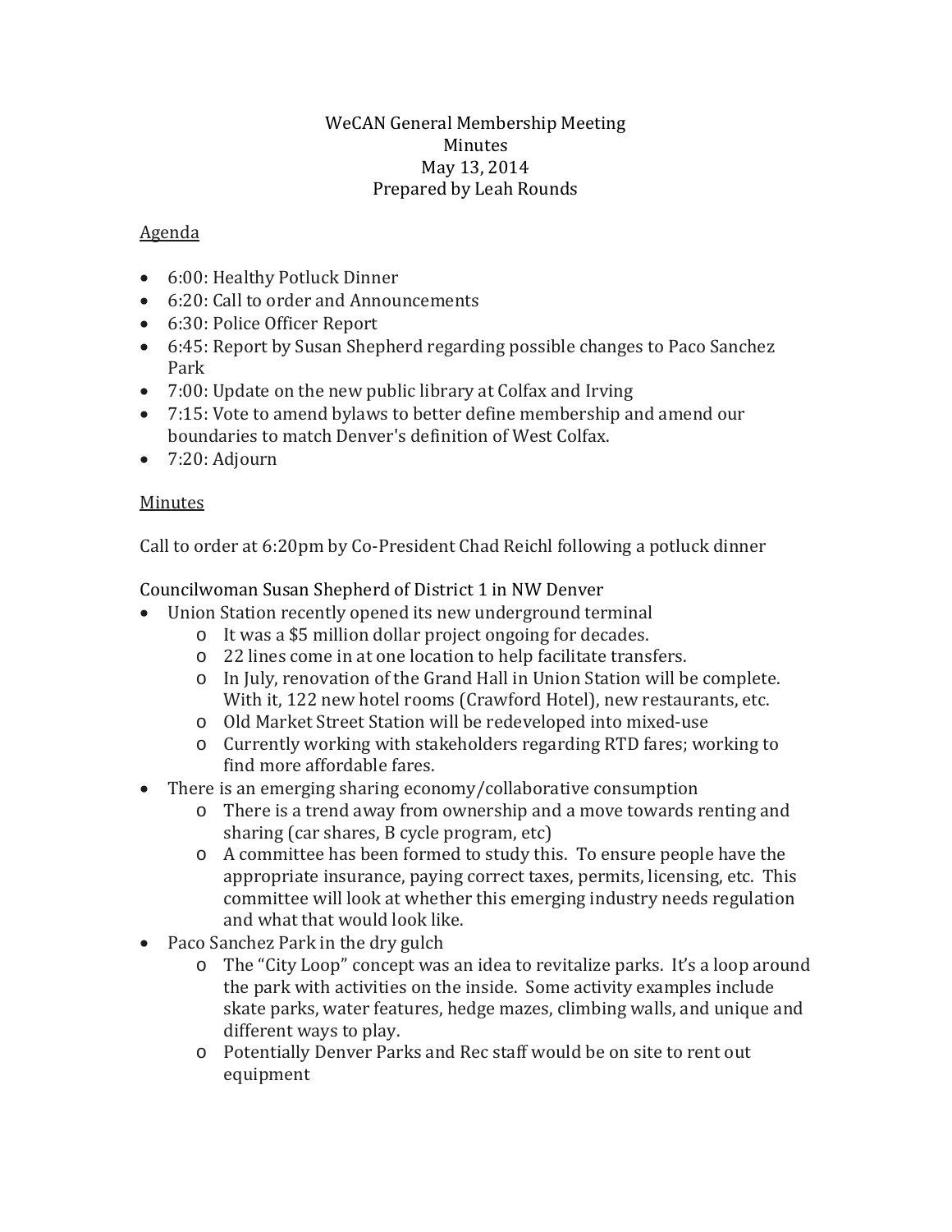# WeCAN General Membership Meeting
## Minutes
## May 13, 2014
## Prepared by Leah Rounds

Agenda

- 6:00: Healthy Potluck Dinner
- 6:20: Call to order and Announcements
- 6:30: Police Officer Report
- 6:45: Report by Susan Shepherd regarding possible changes to Paco Sanchez Park
- 7:00: Update on the new public library at Colfax and Irving
- 7:15: Vote to amend bylaws to better define membership and amend our boundaries to match Denver's definition of West Colfax.
- 7:20: Adjourn

Minutes

Call to order at 6:20pm by Co-President Chad Reichl following a potluck dinner

Councilwoman Susan Shepherd of District 1 in NW Denver

- Union Station recently opened its new underground terminal
  - It was a $5 million dollar project ongoing for decades.
  - 22 lines come in at one location to help facilitate transfers.
  - In July, renovation of the Grand Hall in Union Station will be complete. With it, 122 new hotel rooms (Crawford Hotel), new restaurants, etc.
  - Old Market Street Station will be redeveloped into mixed-use
  - Currently working with stakeholders regarding RTD fares; working to find more affordable fares.
- There is an emerging sharing economy/collaborative consumption
  - There is a trend away from ownership and a move towards renting and sharing (car shares, B cycle program, etc)
  - A committee has been formed to study this. To ensure people have the appropriate insurance, paying correct taxes, permits, licensing, etc. This committee will look at whether this emerging industry needs regulation and what that would look like.
- Paco Sanchez Park in the dry gulch
  - The "City Loop" concept was an idea to revitalize parks. It's a loop around the park with activities on the inside. Some activity examples include skate parks, water features, hedge mazes, climbing walls, and unique and different ways to play.
  - Potentially Denver Parks and Rec staff would be on site to rent out equipment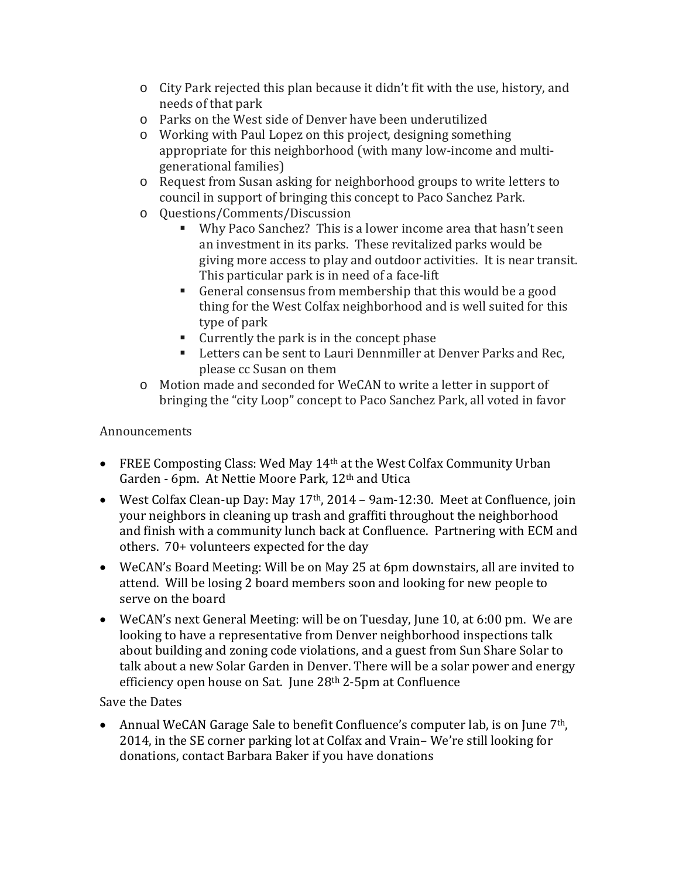- City Park rejected this plan because it didn't fit with the use, history, and needs of that park
  - Parks on the West side of Denver have been underutilized
  - Working with Paul Lopez on this project, designing something appropriate for this neighborhood (with many low-income and multi-generational families)
  - Request from Susan asking for neighborhood groups to write letters to council in support of bringing this concept to Paco Sanchez Park.
  - Questions/Comments/Discussion
    - Why Paco Sanchez? This is a lower income area that hasn't seen an investment in its parks. These revitalized parks would be giving more access to play and outdoor activities. It is near transit. This particular park is in need of a face-lift
    - General consensus from membership that this would be a good thing for the West Colfax neighborhood and is well suited for this type of park
    - Currently the park is in the concept phase
    - Letters can be sent to Lauri Dennmiller at Denver Parks and Rec, please cc Susan on them
  - Motion made and seconded for WeCAN to write a letter in support of bringing the "city Loop" concept to Paco Sanchez Park, all voted in favor

Announcements

- FREE Composting Class: Wed May 14th at the West Colfax Community Urban Garden - 6pm. At Nettie Moore Park, 12th and Utica
- West Colfax Clean-up Day: May 17th, 2014 – 9am-12:30. Meet at Confluence, join your neighbors in cleaning up trash and graffiti throughout the neighborhood and finish with a community lunch back at Confluence. Partnering with ECM and others. 70+ volunteers expected for the day
- WeCAN's Board Meeting: Will be on May 25 at 6pm downstairs, all are invited to attend. Will be losing 2 board members soon and looking for new people to serve on the board
- WeCAN's next General Meeting: will be on Tuesday, June 10, at 6:00 pm. We are looking to have a representative from Denver neighborhood inspections talk about building and zoning code violations, and a guest from Sun Share Solar to talk about a new Solar Garden in Denver. There will be a solar power and energy efficiency open house on Sat. June 28th 2-5pm at Confluence

Save the Dates

- Annual WeCAN Garage Sale to benefit Confluence's computer lab, is on June 7th, 2014, in the SE corner parking lot at Colfax and Vrain– We're still looking for donations, contact Barbara Baker if you have donations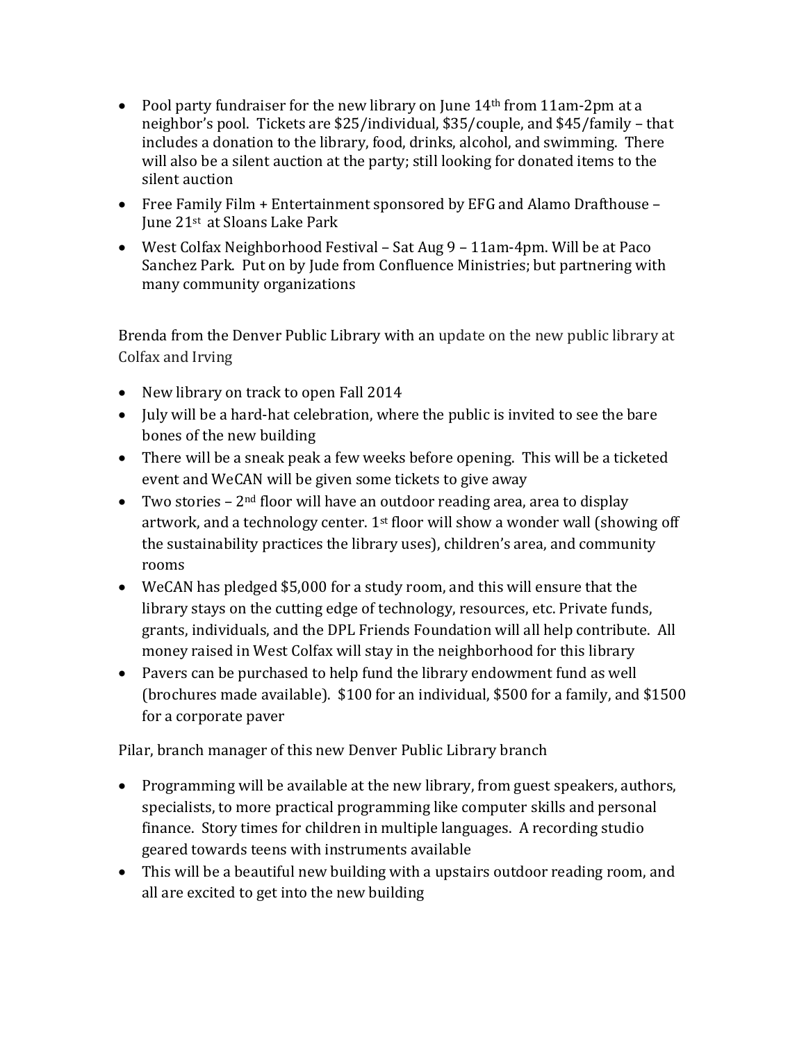- Pool party fundraiser for the new library on June 14th from 11am-2pm at a neighbor's pool. Tickets are $25/individual, $35/couple, and $45/family – that includes a donation to the library, food, drinks, alcohol, and swimming. There will also be a silent auction at the party; still looking for donated items to the silent auction
- Free Family Film + Entertainment sponsored by EFG and Alamo Drafthouse – June 21st at Sloans Lake Park
- West Colfax Neighborhood Festival – Sat Aug 9 – 11am-4pm. Will be at Paco Sanchez Park. Put on by Jude from Confluence Ministries; but partnering with many community organizations

Brenda from the Denver Public Library with an update on the new public library at Colfax and Irving

- New library on track to open Fall 2014
- July will be a hard-hat celebration, where the public is invited to see the bare bones of the new building
- There will be a sneak peak a few weeks before opening. This will be a ticketed event and WeCAN will be given some tickets to give away
- Two stories – 2nd floor will have an outdoor reading area, area to display artwork, and a technology center. 1st floor will show a wonder wall (showing off the sustainability practices the library uses), children's area, and community rooms
- WeCAN has pledged $5,000 for a study room, and this will ensure that the library stays on the cutting edge of technology, resources, etc. Private funds, grants, individuals, and the DPL Friends Foundation will all help contribute. All money raised in West Colfax will stay in the neighborhood for this library
- Pavers can be purchased to help fund the library endowment fund as well (brochures made available). $100 for an individual, $500 for a family, and $1500 for a corporate paver

Pilar, branch manager of this new Denver Public Library branch

- Programming will be available at the new library, from guest speakers, authors, specialists, to more practical programming like computer skills and personal finance. Story times for children in multiple languages. A recording studio geared towards teens with instruments available
- This will be a beautiful new building with a upstairs outdoor reading room, and all are excited to get into the new building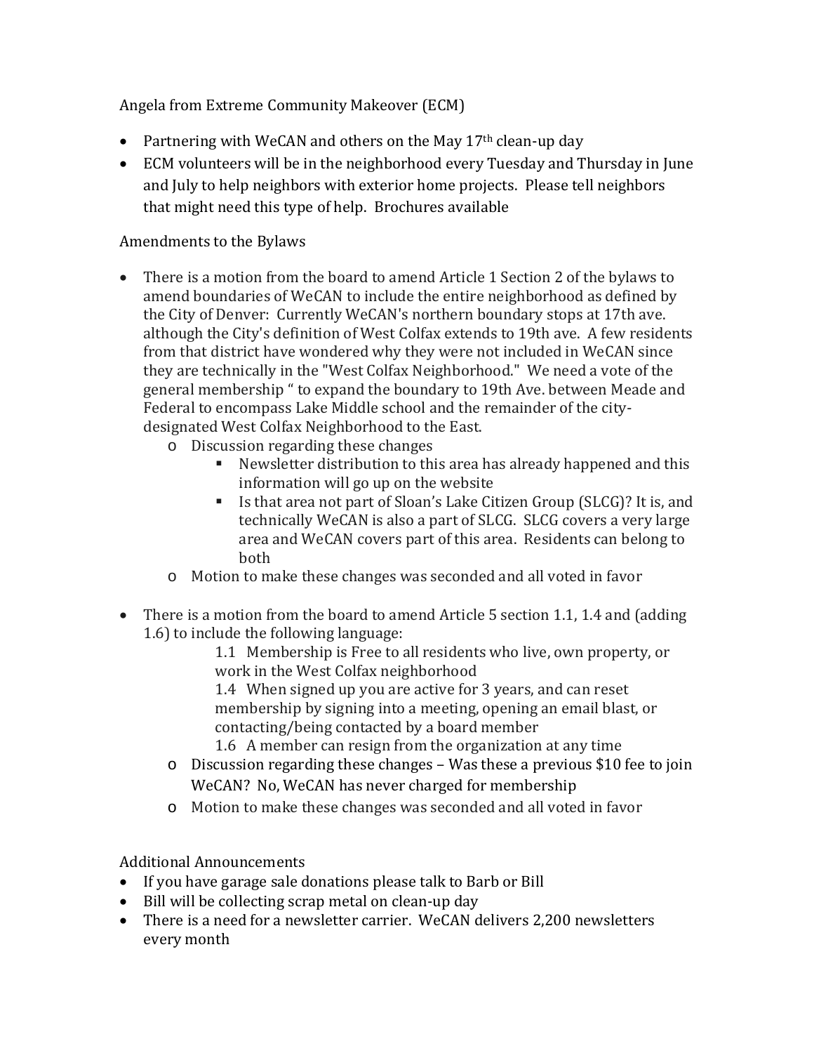Angela from Extreme Community Makeover (ECM)

- Partnering with WeCAN and others on the May 17th clean-up day
- ECM volunteers will be in the neighborhood every Tuesday and Thursday in June and July to help neighbors with exterior home projects. Please tell neighbors that might need this type of help. Brochures available

Amendments to the Bylaws

- There is a motion from the board to amend Article 1 Section 2 of the bylaws to amend boundaries of WeCAN to include the entire neighborhood as defined by the City of Denver: Currently WeCAN's northern boundary stops at 17th ave. although the City's definition of West Colfax extends to 19th ave. A few residents from that district have wondered why they were not included in WeCAN since they are technically in the "West Colfax Neighborhood." We need a vote of the general membership " to expand the boundary to 19th Ave. between Meade and Federal to encompass Lake Middle school and the remainder of the city-designated West Colfax Neighborhood to the East.
    - Discussion regarding these changes
        - Newsletter distribution to this area has already happened and this information will go up on the website
        - Is that area not part of Sloan's Lake Citizen Group (SLCG)? It is, and technically WeCAN is also a part of SLCG. SLCG covers a very large area and WeCAN covers part of this area. Residents can belong to both
    - Motion to make these changes was seconded and all voted in favor

- There is a motion from the board to amend Article 5 section 1.1, 1.4 and (adding 1.6) to include the following language:

  1.1 Membership is Free to all residents who live, own property, or work in the West Colfax neighborhood

  1.4 When signed up you are active for 3 years, and can reset membership by signing into a meeting, opening an email blast, or contacting/being contacted by a board member

  1.6 A member can resign from the organization at any time
    - Discussion regarding these changes – Was these a previous $10 fee to join WeCAN? No, WeCAN has never charged for membership
    - Motion to make these changes was seconded and all voted in favor

Additional Announcements

- If you have garage sale donations please talk to Barb or Bill
- Bill will be collecting scrap metal on clean-up day
- There is a need for a newsletter carrier. WeCAN delivers 2,200 newsletters every month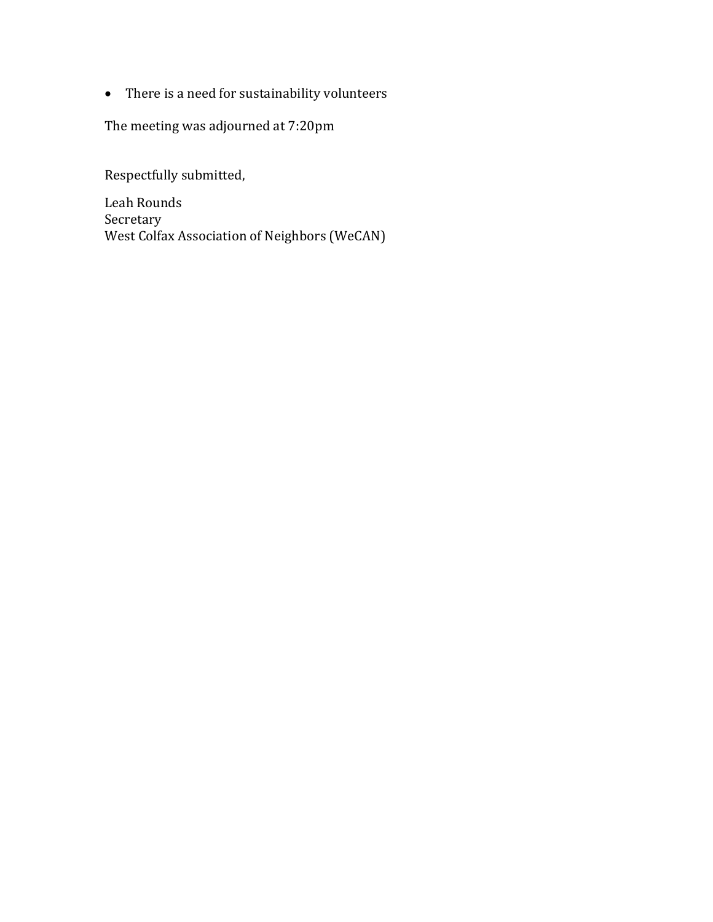- There is a need for sustainability volunteers

The meeting was adjourned at 7:20pm

Respectfully submitted,

Leah Rounds
Secretary
West Colfax Association of Neighbors (WeCAN)